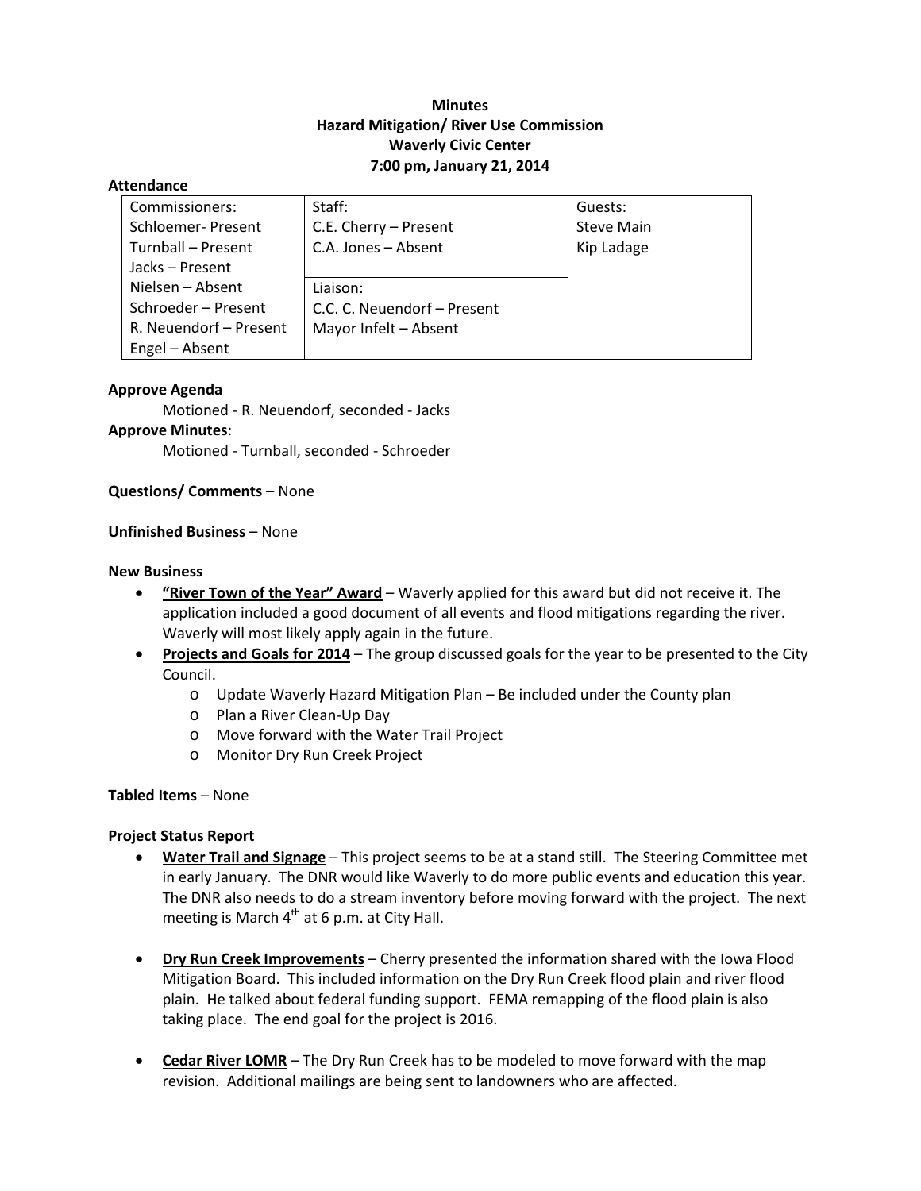# Minutes
## Hazard Mitigation/ River Use Commission
## Waverly Civic Center
## 7:00 pm, January 21, 2014

**Attendance**

| Commissioners: | Staff: | Guests: |
|---|---|---|
| Schloemer- Present | C.E. Cherry – Present | Steve Main |
| Turnball – Present | C.A. Jones – Absent | Kip Ladage |
| Jacks – Present | | |
| Nielsen – Absent | Liaison: | |
| Schroeder – Present | C.C. C. Neuendorf – Present | |
| R. Neuendorf – Present | Mayor Infelt – Absent | |
| Engel – Absent | | |

**Approve Agenda**

Motioned - R. Neuendorf, seconded - Jacks

**Approve Minutes**:

Motioned - Turnball, seconded - Schroeder

**Questions/ Comments** – None

**Unfinished Business** – None

**New Business**

- **"River Town of the Year" Award** – Waverly applied for this award but did not receive it. The application included a good document of all events and flood mitigations regarding the river. Waverly will most likely apply again in the future.
- **Projects and Goals for 2014** – The group discussed goals for the year to be presented to the City Council.
  - Update Waverly Hazard Mitigation Plan – Be included under the County plan
  - Plan a River Clean-Up Day
  - Move forward with the Water Trail Project
  - Monitor Dry Run Creek Project

**Tabled Items** – None

**Project Status Report**

- **Water Trail and Signage** – This project seems to be at a stand still. The Steering Committee met in early January. The DNR would like Waverly to do more public events and education this year. The DNR also needs to do a stream inventory before moving forward with the project. The next meeting is March 4th at 6 p.m. at City Hall.

- **Dry Run Creek Improvements** – Cherry presented the information shared with the Iowa Flood Mitigation Board. This included information on the Dry Run Creek flood plain and river flood plain. He talked about federal funding support. FEMA remapping of the flood plain is also taking place. The end goal for the project is 2016.

- **Cedar River LOMR** – The Dry Run Creek has to be modeled to move forward with the map revision. Additional mailings are being sent to landowners who are affected.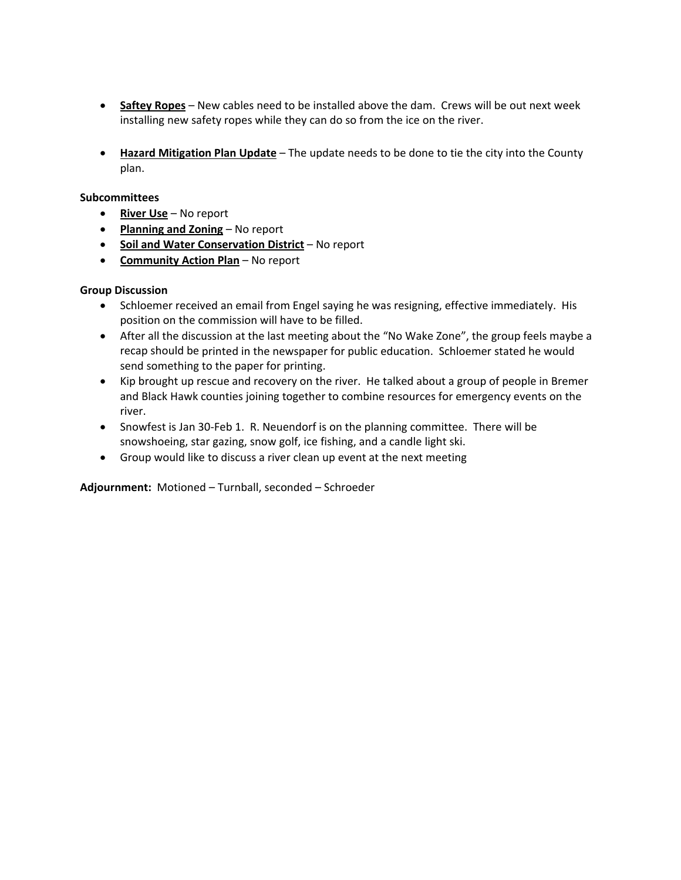- **Saftey Ropes** – New cables need to be installed above the dam. Crews will be out next week installing new safety ropes while they can do so from the ice on the river.

- **Hazard Mitigation Plan Update** – The update needs to be done to tie the city into the County plan.

**Subcommittees**

- **River Use** – No report
- **Planning and Zoning** – No report
- **Soil and Water Conservation District** – No report
- **Community Action Plan** – No report

**Group Discussion**

- Schloemer received an email from Engel saying he was resigning, effective immediately. His position on the commission will have to be filled.
- After all the discussion at the last meeting about the "No Wake Zone", the group feels maybe a recap should be printed in the newspaper for public education. Schloemer stated he would send something to the paper for printing.
- Kip brought up rescue and recovery on the river. He talked about a group of people in Bremer and Black Hawk counties joining together to combine resources for emergency events on the river.
- Snowfest is Jan 30-Feb 1. R. Neuendorf is on the planning committee. There will be snowshoeing, star gazing, snow golf, ice fishing, and a candle light ski.
- Group would like to discuss a river clean up event at the next meeting

**Adjournment:** Motioned – Turnball, seconded – Schroeder